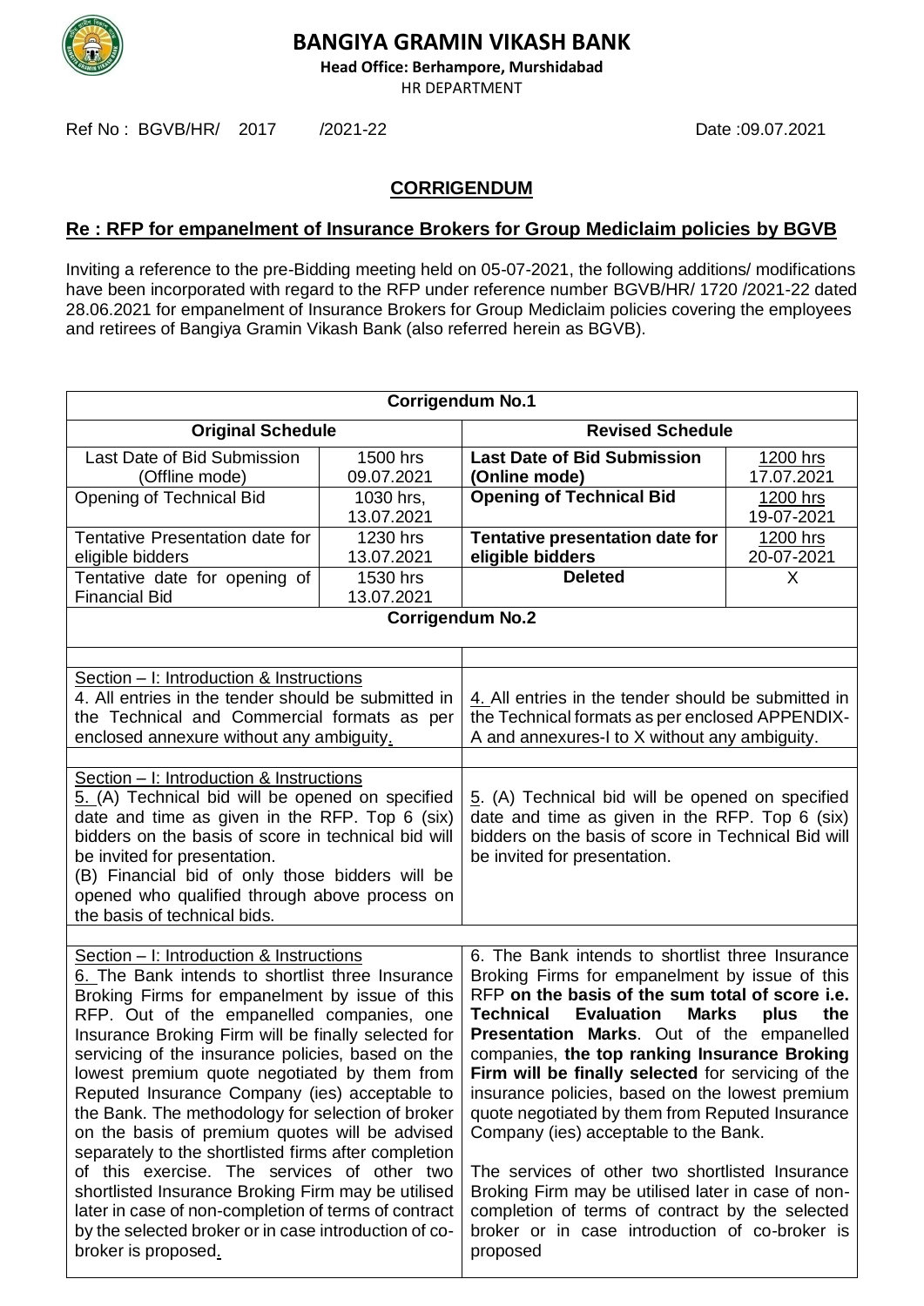# BANGIYA GRAMIN VIKASH BANK

**Head Office: Berhampore, Murshidabad**

HR DEPARTMENT

Ref No : BGVB/HR/ 2017 /2021-22 Date :09.07.2021

## CORRIGENDUM

## Re : RFP for empanelment of Insurance Brokers for Group Mediclaim policies by BGVB

Inviting a reference to the pre-Bidding meeting held on 05-07-2021, the following additions/ modifications have been incorporated with regard to the RFP under reference number BGVB/HR/ 1720 /2021-22 dated 28.06.2021 for empanelment of Insurance Brokers for Group Mediclaim policies covering the employees and retirees of Bangiya Gramin Vikash Bank (also referred herein as BGVB).

| **Corrigendum No.1** | | | |
|---|---|---|---|
| **Original Schedule** | | **Revised Schedule** | |
| Last Date of Bid Submission (Offline mode) | 1500 hrs 09.07.2021 | **Last Date of Bid Submission (Online mode)** | 1200 hrs 17.07.2021 |
| Opening of Technical Bid | 1030 hrs, 13.07.2021 | **Opening of Technical Bid** | 1200 hrs 19-07-2021 |
| Tentative Presentation date for eligible bidders | 1230 hrs 13.07.2021 | **Tentative presentation date for eligible bidders** | 1200 hrs 20-07-2021 |
| Tentative date for opening of Financial Bid | 1530 hrs 13.07.2021 | **Deleted** | X |

| **Corrigendum No.2** | |
|---|---|
| Section – I: Introduction & Instructions<br>4. All entries in the tender should be submitted in the Technical and Commercial formats as per enclosed annexure without any ambiguity. | 4. All entries in the tender should be submitted in the Technical formats as per enclosed APPENDIX-A and annexures-I to X without any ambiguity. |
| Section – I: Introduction & Instructions<br>5. (A) Technical bid will be opened on specified date and time as given in the RFP. Top 6 (six) bidders on the basis of score in technical bid will be invited for presentation.<br>(B) Financial bid of only those bidders will be opened who qualified through above process on the basis of technical bids. | 5. (A) Technical bid will be opened on specified date and time as given in the RFP. Top 6 (six) bidders on the basis of score in Technical Bid will be invited for presentation. |
| Section – I: Introduction & Instructions<br>6. The Bank intends to shortlist three Insurance Broking Firms for empanelment by issue of this RFP. Out of the empanelled companies, one Insurance Broking Firm will be finally selected for servicing of the insurance policies, based on the lowest premium quote negotiated by them from Reputed Insurance Company (ies) acceptable to the Bank. The methodology for selection of broker on the basis of premium quotes will be advised separately to the shortlisted firms after completion of this exercise. The services of other two shortlisted Insurance Broking Firm may be utilised later in case of non-completion of terms of contract by the selected broker or in case introduction of co-broker is proposed. | 6. The Bank intends to shortlist three Insurance Broking Firms for empanelment by issue of this RFP **on the basis of the sum total of score i.e. Technical Evaluation Marks plus the Presentation Marks**. Out of the empanelled companies, **the top ranking Insurance Broking Firm will be finally selected** for servicing of the insurance policies, based on the lowest premium quote negotiated by them from Reputed Insurance Company (ies) acceptable to the Bank.<br><br>The services of other two shortlisted Insurance Broking Firm may be utilised later in case of non-completion of terms of contract by the selected broker or in case introduction of co-broker is proposed |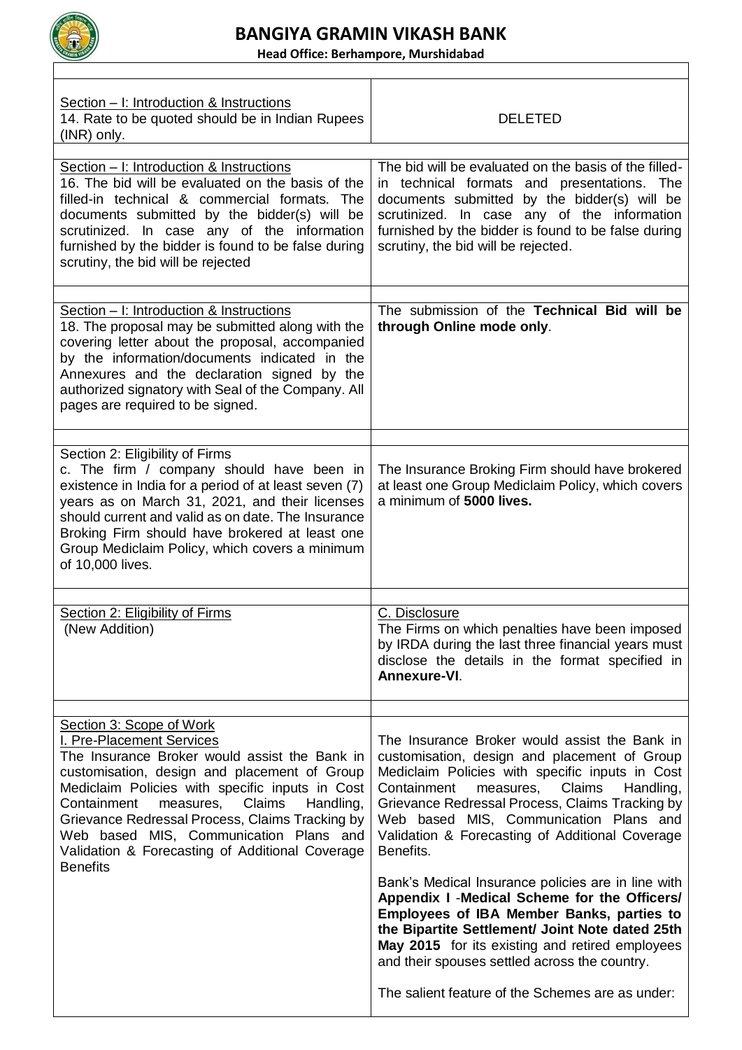# BANGIYA GRAMIN VIKASH BANK

**Head Office: Berhampore, Murshidabad**

| | |
|---|---|
| Section – I: Introduction & Instructions<br>14. Rate to be quoted should be in Indian Rupees (INR) only. | DELETED |
| Section – I: Introduction & Instructions<br>16. The bid will be evaluated on the basis of the filled-in technical & commercial formats. The documents submitted by the bidder(s) will be scrutinized. In case any of the information furnished by the bidder is found to be false during scrutiny, the bid will be rejected | The bid will be evaluated on the basis of the filled-in technical formats and presentations. The documents submitted by the bidder(s) will be scrutinized. In case any of the information furnished by the bidder is found to be false during scrutiny, the bid will be rejected. |
| Section – I: Introduction & Instructions<br>18. The proposal may be submitted along with the covering letter about the proposal, accompanied by the information/documents indicated in the Annexures and the declaration signed by the authorized signatory with Seal of the Company. All pages are required to be signed. | The submission of the **Technical Bid will be through Online mode only**. |
| Section 2: Eligibility of Firms<br>c. The firm / company should have been in existence in India for a period of at least seven (7) years as on March 31, 2021, and their licenses should current and valid as on date. The Insurance Broking Firm should have brokered at least one Group Mediclaim Policy, which covers a minimum of 10,000 lives. | The Insurance Broking Firm should have brokered at least one Group Mediclaim Policy, which covers a minimum of **5000 lives.** |
| Section 2: Eligibility of Firms<br>(New Addition) | C. Disclosure<br>The Firms on which penalties have been imposed by IRDA during the last three financial years must disclose the details in the format specified in **Annexure-VI**. |
| Section 3: Scope of Work<br>I. Pre-Placement Services<br>The Insurance Broker would assist the Bank in customisation, design and placement of Group Mediclaim Policies with specific inputs in Cost Containment measures, Claims Handling, Grievance Redressal Process, Claims Tracking by Web based MIS, Communication Plans and Validation & Forecasting of Additional Coverage Benefits | The Insurance Broker would assist the Bank in customisation, design and placement of Group Mediclaim Policies with specific inputs in Cost Containment measures, Claims Handling, Grievance Redressal Process, Claims Tracking by Web based MIS, Communication Plans and Validation & Forecasting of Additional Coverage Benefits.<br><br>Bank's Medical Insurance policies are in line with **Appendix I** -**Medical Scheme for the Officers/ Employees of IBA Member Banks, parties to the Bipartite Settlement/ Joint Note dated 25th May 2015** for its existing and retired employees and their spouses settled across the country.<br><br>The salient feature of the Schemes are as under: |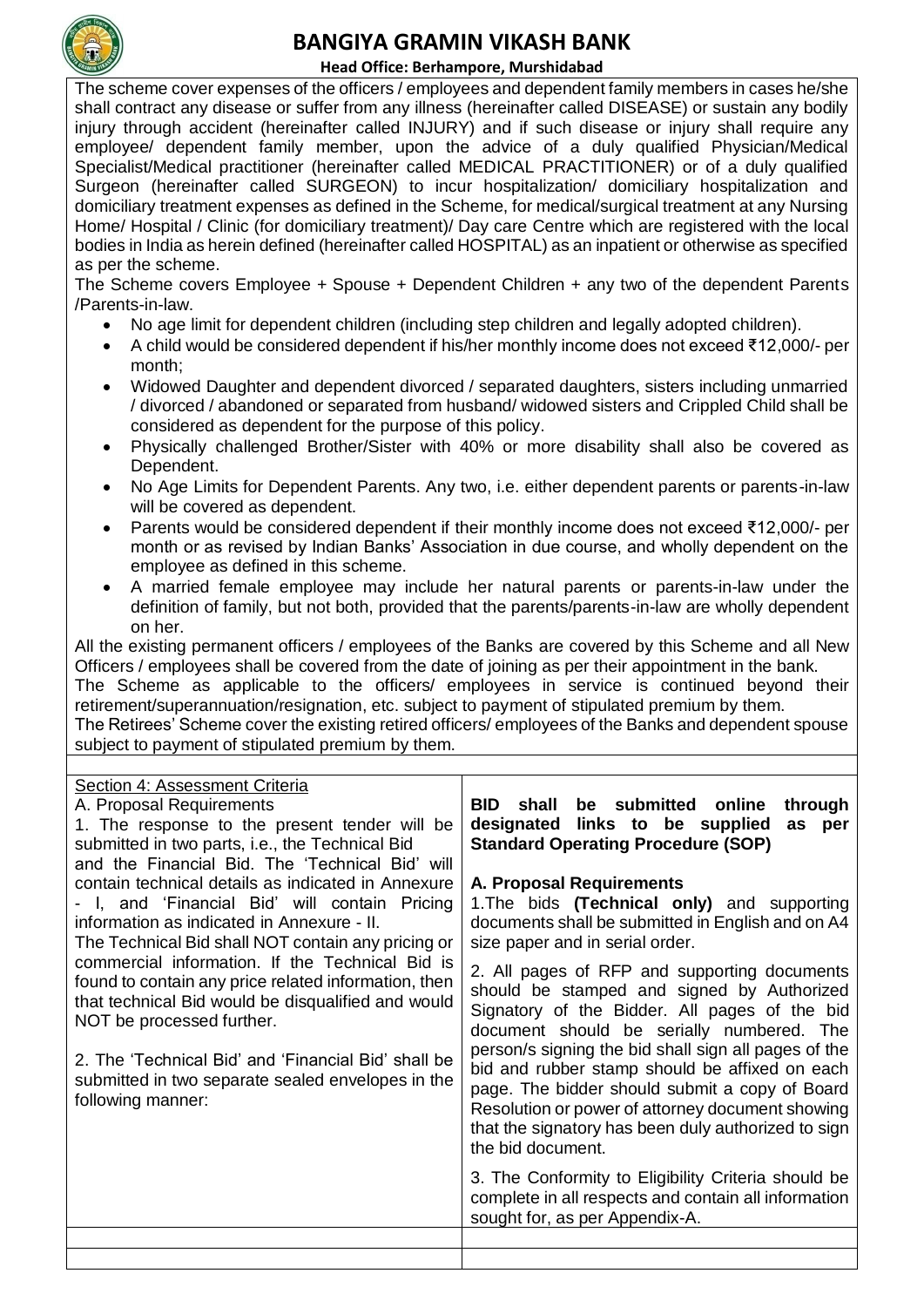The scheme cover expenses of the officers / employees and dependent family members in cases he/she shall contract any disease or suffer from any illness (hereinafter called DISEASE) or sustain any bodily injury through accident (hereinafter called INJURY) and if such disease or injury shall require any employee/ dependent family member, upon the advice of a duly qualified Physician/Medical Specialist/Medical practitioner (hereinafter called MEDICAL PRACTITIONER) or of a duly qualified Surgeon (hereinafter called SURGEON) to incur hospitalization/ domiciliary hospitalization and domiciliary treatment expenses as defined in the Scheme, for medical/surgical treatment at any Nursing Home/ Hospital / Clinic (for domiciliary treatment)/ Day care Centre which are registered with the local bodies in India as herein defined (hereinafter called HOSPITAL) as an inpatient or otherwise as specified as per the scheme.

The Scheme covers Employee + Spouse + Dependent Children + any two of the dependent Parents /Parents-in-law.

- No age limit for dependent children (including step children and legally adopted children).
- A child would be considered dependent if his/her monthly income does not exceed ₹12,000/- per month;
- Widowed Daughter and dependent divorced / separated daughters, sisters including unmarried / divorced / abandoned or separated from husband/ widowed sisters and Crippled Child shall be considered as dependent for the purpose of this policy.
- Physically challenged Brother/Sister with 40% or more disability shall also be covered as Dependent.
- No Age Limits for Dependent Parents. Any two, i.e. either dependent parents or parents-in-law will be covered as dependent.
- Parents would be considered dependent if their monthly income does not exceed ₹12,000/- per month or as revised by Indian Banks' Association in due course, and wholly dependent on the employee as defined in this scheme.
- A married female employee may include her natural parents or parents-in-law under the definition of family, but not both, provided that the parents/parents-in-law are wholly dependent on her.

All the existing permanent officers / employees of the Banks are covered by this Scheme and all New Officers / employees shall be covered from the date of joining as per their appointment in the bank.

The Scheme as applicable to the officers/ employees in service is continued beyond their retirement/superannuation/resignation, etc. subject to payment of stipulated premium by them.

The Retirees' Scheme cover the existing retired officers/ employees of the Banks and dependent spouse subject to payment of stipulated premium by them.

| | |
|---|---|
| Section 4: Assessment Criteria<br>A. Proposal Requirements<br>1. The response to the present tender will be submitted in two parts, i.e., the Technical Bid and the Financial Bid. The 'Technical Bid' will contain technical details as indicated in Annexure - I, and 'Financial Bid' will contain Pricing information as indicated in Annexure - II.<br>The Technical Bid shall NOT contain any pricing or commercial information. If the Technical Bid is found to contain any price related information, then that technical Bid would be disqualified and would NOT be processed further.<br><br>2. The 'Technical Bid' and 'Financial Bid' shall be submitted in two separate sealed envelopes in the following manner: | **BID shall be submitted online through designated links to be supplied as per Standard Operating Procedure (SOP)**<br><br>**A. Proposal Requirements**<br>1.The bids **(Technical only)** and supporting documents shall be submitted in English and on A4 size paper and in serial order.<br><br>2. All pages of RFP and supporting documents should be stamped and signed by Authorized Signatory of the Bidder. All pages of the bid document should be serially numbered. The person/s signing the bid shall sign all pages of the bid and rubber stamp should be affixed on each page. The bidder should submit a copy of Board Resolution or power of attorney document showing that the signatory has been duly authorized to sign the bid document.<br><br>3. The Conformity to Eligibility Criteria should be complete in all respects and contain all information sought for, as per Appendix-A. |
| | |
| | |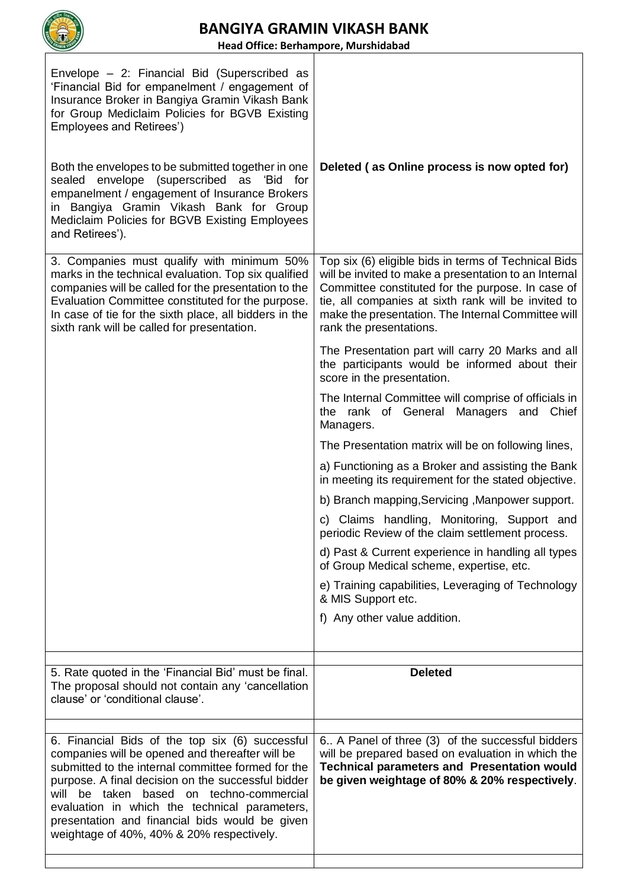# BANGIYA GRAMIN VIKASH BANK

**Head Office: Berhampore, Murshidabad**

| | |
|---|---|
| Envelope – 2: Financial Bid (Superscribed as 'Financial Bid for empanelment / engagement of Insurance Broker in Bangiya Gramin Vikash Bank for Group Mediclaim Policies for BGVB Existing Employees and Retirees')<br><br>Both the envelopes to be submitted together in one sealed envelope (superscribed as 'Bid for empanelment / engagement of Insurance Brokers in Bangiya Gramin Vikash Bank for Group Mediclaim Policies for BGVB Existing Employees and Retirees'). | **Deleted ( as Online process is now opted for)** |
| 3. Companies must qualify with minimum 50% marks in the technical evaluation. Top six qualified companies will be called for the presentation to the Evaluation Committee constituted for the purpose. In case of tie for the sixth place, all bidders in the sixth rank will be called for presentation. | Top six (6) eligible bids in terms of Technical Bids will be invited to make a presentation to an Internal Committee constituted for the purpose. In case of tie, all companies at sixth rank will be invited to make the presentation. The Internal Committee will rank the presentations.<br><br>The Presentation part will carry 20 Marks and all the participants would be informed about their score in the presentation.<br><br>The Internal Committee will comprise of officials in the rank of General Managers and Chief Managers.<br><br>The Presentation matrix will be on following lines,<br><br>a) Functioning as a Broker and assisting the Bank in meeting its requirement for the stated objective.<br><br>b) Branch mapping,Servicing ,Manpower support.<br><br>c) Claims handling, Monitoring, Support and periodic Review of the claim settlement process.<br><br>d) Past & Current experience in handling all types of Group Medical scheme, expertise, etc.<br><br>e) Training capabilities, Leveraging of Technology & MIS Support etc.<br><br>f) Any other value addition. |
| | |
| 5. Rate quoted in the 'Financial Bid' must be final. The proposal should not contain any 'cancellation clause' or 'conditional clause'. | **Deleted** |
| | |
| 6. Financial Bids of the top six (6) successful companies will be opened and thereafter will be submitted to the internal committee formed for the purpose. A final decision on the successful bidder will be taken based on techno-commercial evaluation in which the technical parameters, presentation and financial bids would be given weightage of 40%, 40% & 20% respectively. | 6.. A Panel of three (3) of the successful bidders will be prepared based on evaluation in which the **Technical parameters and Presentation would be given weightage of 80% & 20% respectively**. |
| | |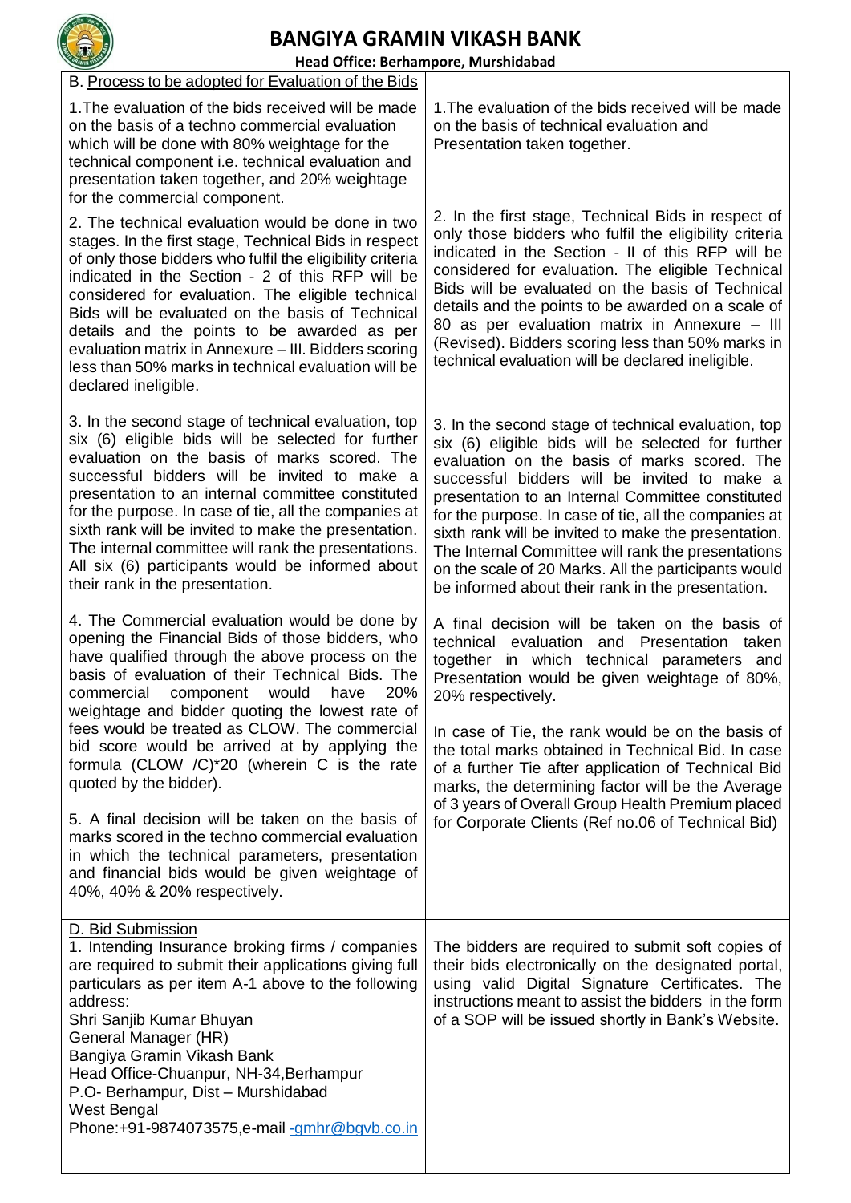# BANGIYA GRAMIN VIKASH BANK

**Head Office: Berhampore, Murshidabad**

| B. Process to be adopted for Evaluation of the Bids | |
|---|---|
| 1.The evaluation of the bids received will be made on the basis of a techno commercial evaluation which will be done with 80% weightage for the technical component i.e. technical evaluation and presentation taken together, and 20% weightage for the commercial component. | 1.The evaluation of the bids received will be made on the basis of technical evaluation and Presentation taken together. |
| 2. The technical evaluation would be done in two stages. In the first stage, Technical Bids in respect of only those bidders who fulfil the eligibility criteria indicated in the Section - 2 of this RFP will be considered for evaluation. The eligible technical Bids will be evaluated on the basis of Technical details and the points to be awarded as per evaluation matrix in Annexure – III. Bidders scoring less than 50% marks in technical evaluation will be declared ineligible. | 2. In the first stage, Technical Bids in respect of only those bidders who fulfil the eligibility criteria indicated in the Section - II of this RFP will be considered for evaluation. The eligible Technical Bids will be evaluated on the basis of Technical details and the points to be awarded on a scale of 80 as per evaluation matrix in Annexure – III (Revised). Bidders scoring less than 50% marks in technical evaluation will be declared ineligible. |
| 3. In the second stage of technical evaluation, top six (6) eligible bids will be selected for further evaluation on the basis of marks scored. The successful bidders will be invited to make a presentation to an internal committee constituted for the purpose. In case of tie, all the companies at sixth rank will be invited to make the presentation. The internal committee will rank the presentations. All six (6) participants would be informed about their rank in the presentation. | 3. In the second stage of technical evaluation, top six (6) eligible bids will be selected for further evaluation on the basis of marks scored. The successful bidders will be invited to make a presentation to an Internal Committee constituted for the purpose. In case of tie, all the companies at sixth rank will be invited to make the presentation. The Internal Committee will rank the presentations on the scale of 20 Marks. All the participants would be informed about their rank in the presentation. |
| 4. The Commercial evaluation would be done by opening the Financial Bids of those bidders, who have qualified through the above process on the basis of evaluation of their Technical Bids. The commercial component would have 20% weightage and bidder quoting the lowest rate of fees would be treated as CLOW. The commercial bid score would be arrived at by applying the formula (CLOW /C)*20 (wherein C is the rate quoted by the bidder).<br><br>5. A final decision will be taken on the basis of marks scored in the techno commercial evaluation in which the technical parameters, presentation and financial bids would be given weightage of 40%, 40% & 20% respectively. | A final decision will be taken on the basis of technical evaluation and Presentation taken together in which technical parameters and Presentation would be given weightage of 80%, 20% respectively.<br><br>In case of Tie, the rank would be on the basis of the total marks obtained in Technical Bid. In case of a further Tie after application of Technical Bid marks, the determining factor will be the Average of 3 years of Overall Group Health Premium placed for Corporate Clients (Ref no.06 of Technical Bid) |
| | |
| D. Bid Submission<br>1. Intending Insurance broking firms / companies are required to submit their applications giving full particulars as per item A-1 above to the following address:<br>Shri Sanjib Kumar Bhuyan<br>General Manager (HR)<br>Bangiya Gramin Vikash Bank<br>Head Office-Chuanpur, NH-34,Berhampur<br>P.O- Berhampur, Dist – Murshidabad<br>West Bengal<br>Phone:+91-9874073575,e-mail -gmhr@bgvb.co.in | The bidders are required to submit soft copies of their bids electronically on the designated portal, using valid Digital Signature Certificates. The instructions meant to assist the bidders in the form of a SOP will be issued shortly in Bank's Website. |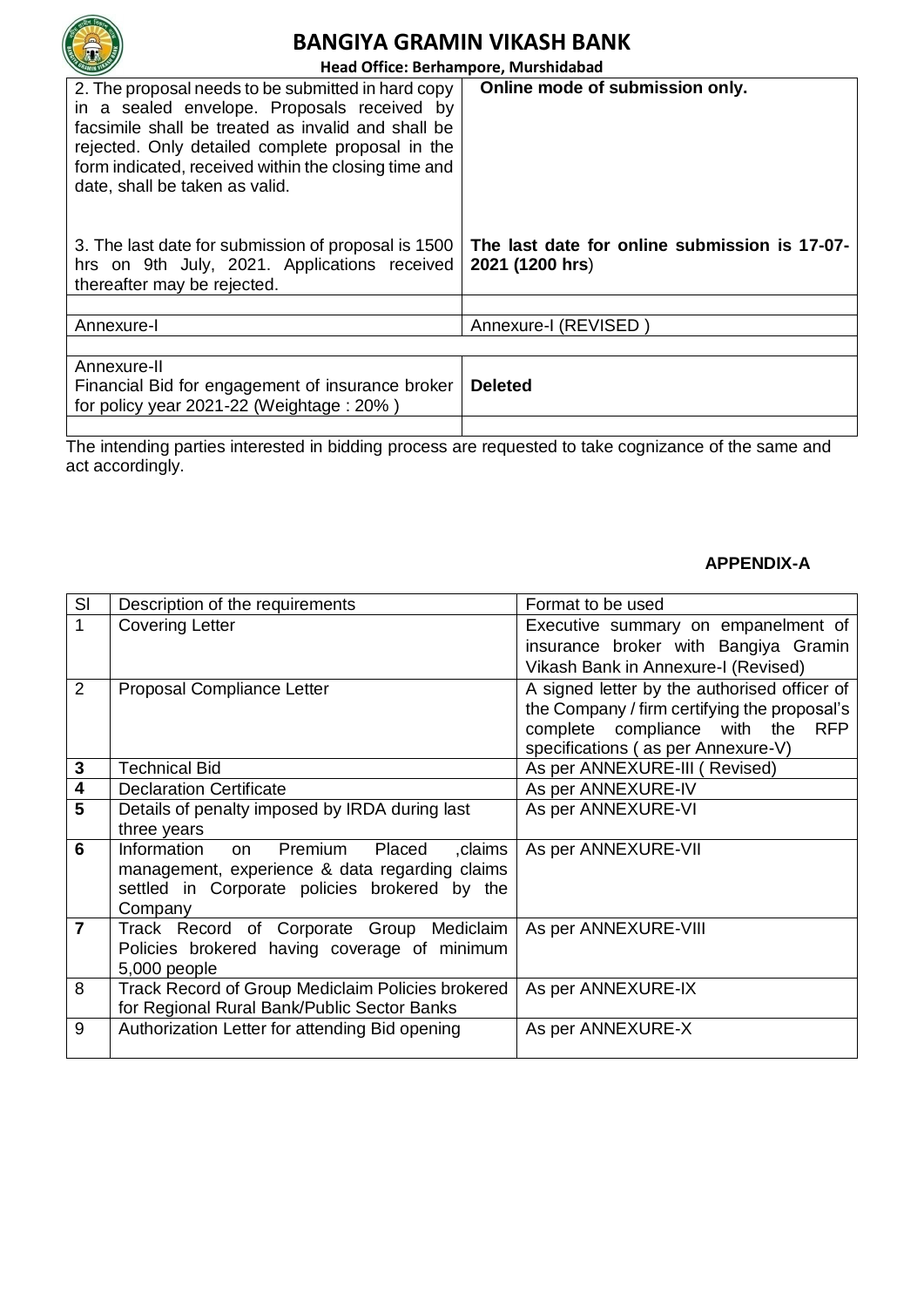# BANGIYA GRAMIN VIKASH BANK

**Head Office: Berhampore, Murshidabad**

| | |
|---|---|
| 2. The proposal needs to be submitted in hard copy in a sealed envelope. Proposals received by facsimile shall be treated as invalid and shall be rejected. Only detailed complete proposal in the form indicated, received within the closing time and date, shall be taken as valid. | **Online mode of submission only.** |
| 3. The last date for submission of proposal is 1500 hrs on 9th July, 2021. Applications received thereafter may be rejected. | **The last date for online submission is 17-07-2021 (1200 hrs)** |
| | |
| Annexure-I | Annexure-I (REVISED ) |
| | |
| Annexure-II<br>Financial Bid for engagement of insurance broker for policy year 2021-22 (Weightage : 20% ) | **Deleted** |
| | |

The intending parties interested in bidding process are requested to take cognizance of the same and act accordingly.

**APPENDIX-A**

| Sl | Description of the requirements | Format to be used |
|---|---|---|
| 1 | Covering Letter | Executive summary on empanelment of insurance broker with Bangiya Gramin Vikash Bank in Annexure-I (Revised) |
| 2 | Proposal Compliance Letter | A signed letter by the authorised officer of the Company / firm certifying the proposal's complete compliance with the RFP specifications ( as per Annexure-V) |
| **3** | Technical Bid | As per ANNEXURE-III ( Revised) |
| **4** | Declaration Certificate | As per ANNEXURE-IV |
| **5** | Details of penalty imposed by IRDA during last three years | As per ANNEXURE-VI |
| **6** | Information on Premium Placed ,claims management, experience & data regarding claims settled in Corporate policies brokered by the Company | As per ANNEXURE-VII |
| **7** | Track Record of Corporate Group Mediclaim Policies brokered having coverage of minimum 5,000 people | As per ANNEXURE-VIII |
| 8 | Track Record of Group Mediclaim Policies brokered for Regional Rural Bank/Public Sector Banks | As per ANNEXURE-IX |
| 9 | Authorization Letter for attending Bid opening | As per ANNEXURE-X |